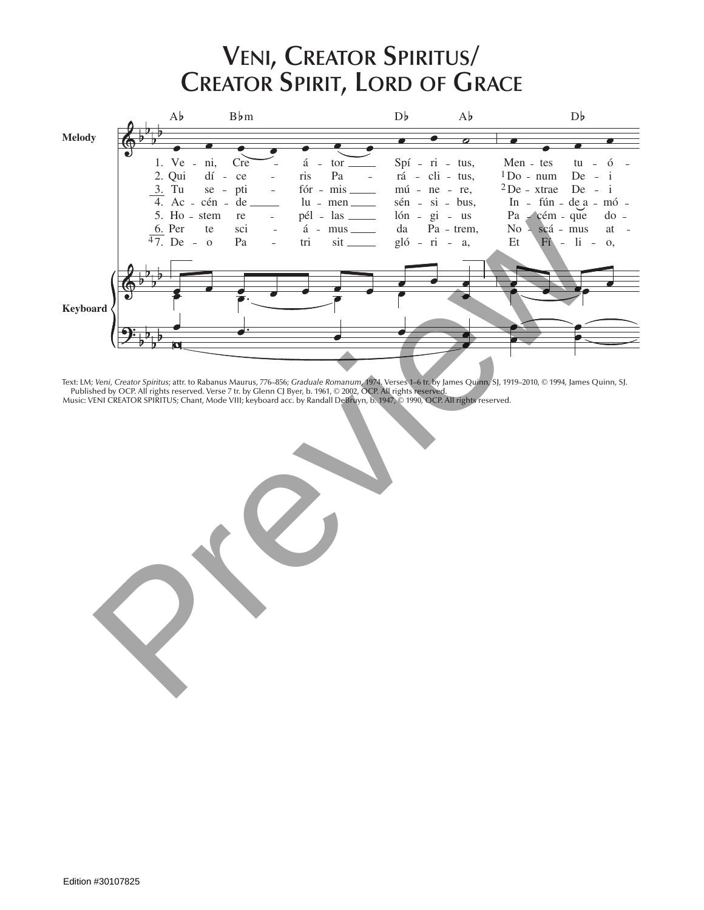# Veni, Creator Spiritus/ Creator Spirit, Lord of Grace

Melody

Ab Bbm Db Ab Db

1. Ve - ni, Cre - á - tor Spí - ri - tus, Men - tes tu - ó -
2. Qui dí - ce - ris Pa - rá - cli - tus, [1]Do - num De - i
3. Tu se - pti - fór - mis mú - ne - re, [2]De - xtrae De - i
4. Ac - cén - de lu - men sén - si - bus, In - fún - de a - mó -
5. Ho - stem re - pél - las lón - gi - us Pa - cém - que do -
6. Per te sci - á - mus da Pa - trem, No - scá - mus at -
[4]7. De - o Pa - tri sit gló - ri - a, Et Fí - li - o,

Keyboard

Text: LM; *Veni, Creator Spiritus*; attr. to Rabanus Maurus, 776–856; *Graduale Romanum*, 1974. Verses 1–6 tr. by James Quinn, SJ, 1919–2010, © 1994, James Quinn, SJ. Published by OCP. All rights reserved. Verse 7 tr. by Glenn CJ Byer, b. 1961, © 2002, OCP. All rights reserved.
Music: VENI CREATOR SPIRITUS; Chant, Mode VIII; keyboard acc. by Randall DeBruyn, b. 1947, © 1990, OCP. All rights reserved.

Edition #30107825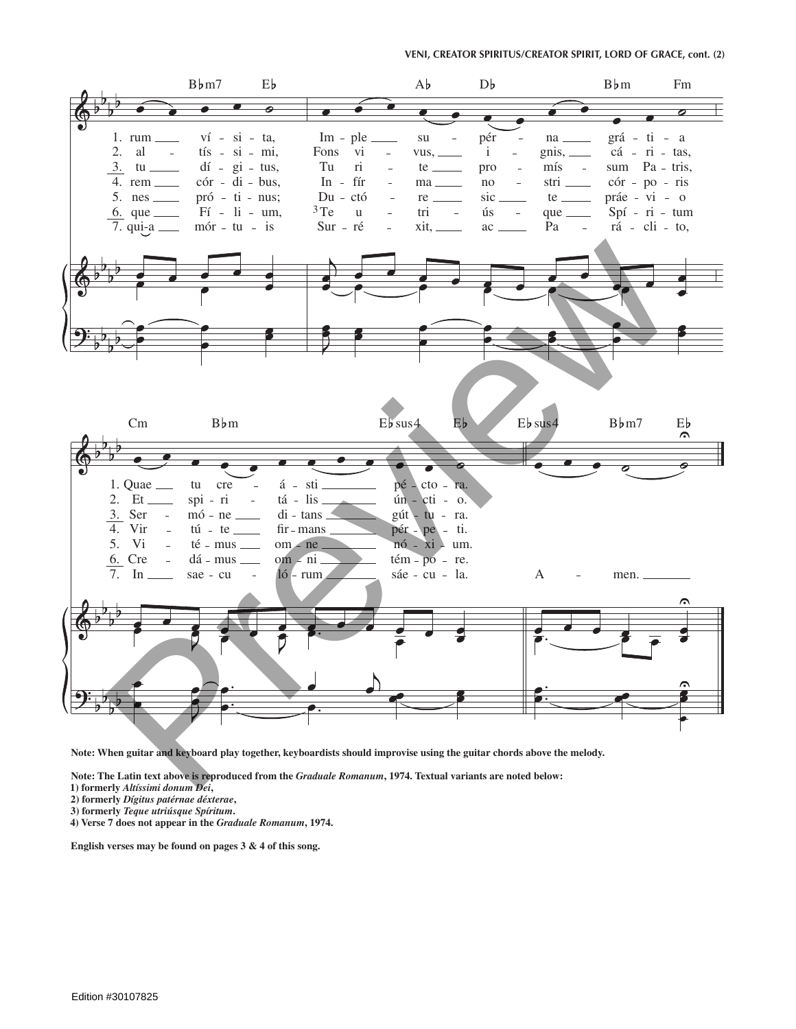Note: When guitar and keyboard play together, keyboardists should improvise using the guitar chords above the melody.

Note: The Latin text above is reproduced from the *Graduale Romanum*, 1974. Textual variants are noted below:
1) formerly *Altíssimi donum Dei*,
2) formerly *Dígitus patérnae déxterae*,
3) formerly *Teque utriúsque Spíritum*.
4) Verse 7 does not appear in the *Graduale Romanum*, 1974.

English verses may be found on pages 3 & 4 of this song.

Edition #30107825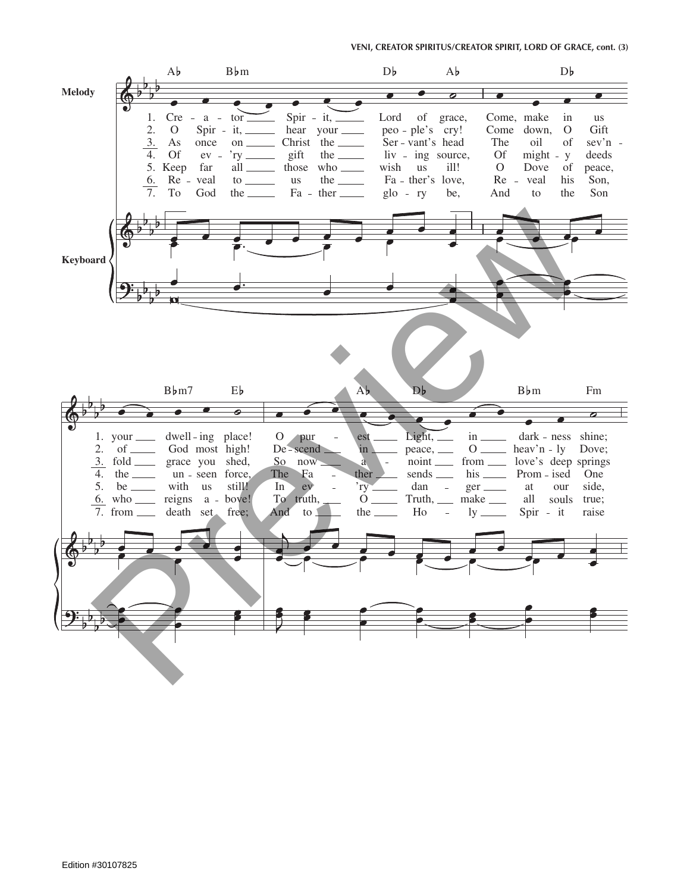Melody

Ab Bbm Db Ab Db Bbm7 Eb Ab Db Bbm Fm

1. Cre - a - tor Spir - it, Lord of grace, Come, make in us your dwell - ing place! O pur - est Light, in dark - ness shine;
2. O Spir - it, hear your peo - ple's cry! Come down, O Gift of God most high! De - scend in peace, O heav'n - ly Dove;
3. As once on Christ the Ser - vant's head The oil of sev'n - fold grace you shed, So now a - noint from love's deep springs
4. Of ev - 'ry gift the liv - ing source, Of might - y deeds the un - seen force, The Fa - ther sends his Prom - ised One
5. Keep far all those who wish us ill! O Dove of peace, be with us still! In ev - 'ry dan - ger at our side,
6. Re - veal to us the Fa - ther's love, Re - veal his Son, who reigns a - bove! To truth, O Truth, make all souls true;
7. To God the Fa - ther glo - ry be, And to the Son from death set free; And to the Ho - ly Spir - it raise

Keyboard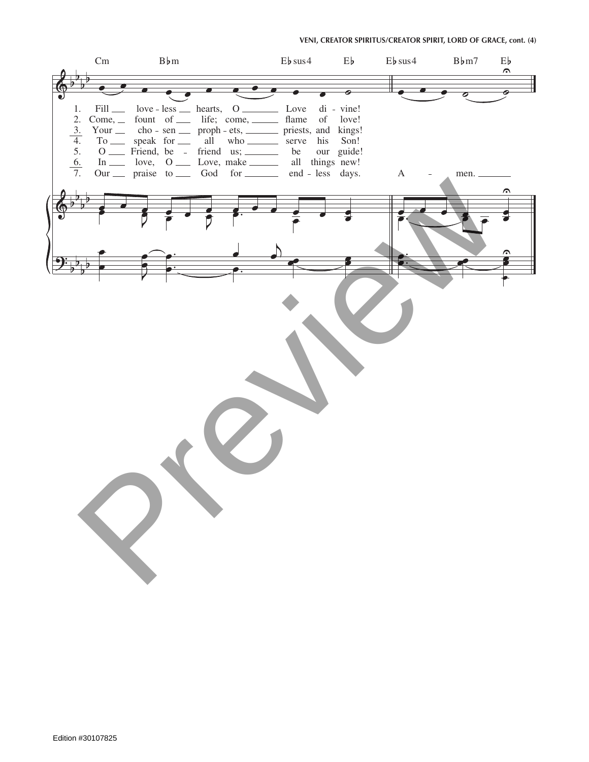Cm Bbm Ebsus4 Eb Ebsus4 Bbm7 Eb

1. Fill love - less hearts, O Love di - vine!
2. Come, fount of life; come, flame of love!
3. Your cho - sen proph - ets, priests, and kings!
4. To speak for all who serve his Son!
5. O Friend, be - friend us; be our guide!
6. In love, O Love, make all things new!
7. Our praise to God for end - less days. A - men.

Edition #30107825